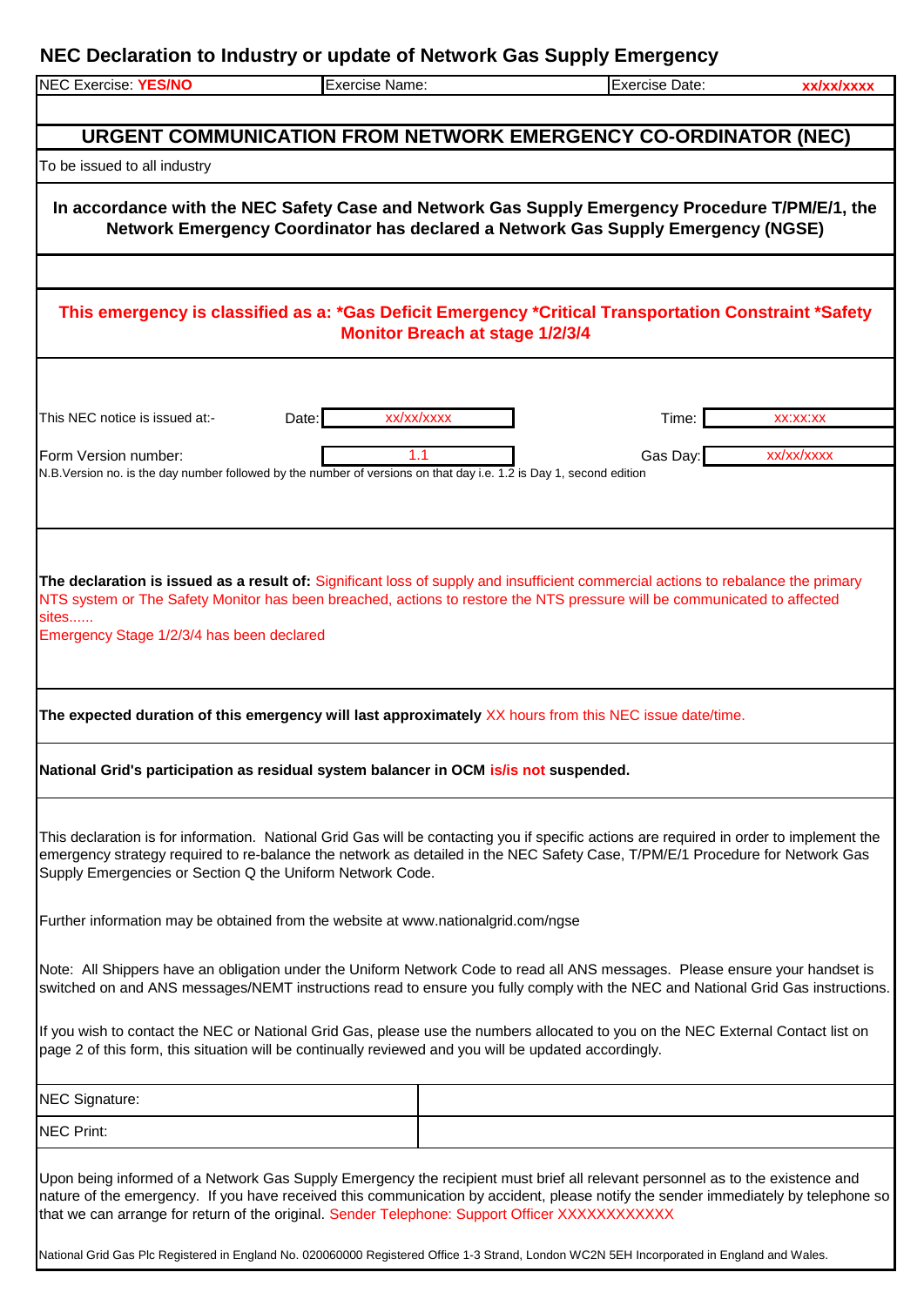# NEC Declaration to Industry or update of Network Gas Supply Emergency

| NEC Exercise: **YES/NO** | Exercise Name: | Exercise Date: | **xx/xx/xxxx** |
|---|---|---|---|

## URGENT COMMUNICATION FROM NETWORK EMERGENCY CO-ORDINATOR (NEC)

To be issued to all industry

**In accordance with the NEC Safety Case and Network Gas Supply Emergency Procedure T/PM/E/1, the Network Emergency Coordinator has declared a Network Gas Supply Emergency (NGSE)**

**This emergency is classified as a: *Gas Deficit Emergency *Critical Transportation Constraint *Safety Monitor Breach at stage 1/2/3/4**

| This NEC notice is issued at:- | Date: | xx/xx/xxxx | Time: | xx:xx:xx |
|---|---|---|---|---|
| Form Version number: | | 1.1 | Gas Day: | xx/xx/xxxx |

N.B.Version no. is the day number followed by the number of versions on that day i.e. 1.2 is Day 1, second edition

**The declaration is issued as a result of:** Significant loss of supply and insufficient commercial actions to rebalance the primary NTS system or The Safety Monitor has been breached, actions to restore the NTS pressure will be communicated to affected sites......
Emergency Stage 1/2/3/4 has been declared

**The expected duration of this emergency will last approximately** XX hours from this NEC issue date/time.

**National Grid's participation as residual system balancer in OCM is/is not suspended.**

This declaration is for information. National Grid Gas will be contacting you if specific actions are required in order to implement the emergency strategy required to re-balance the network as detailed in the NEC Safety Case, T/PM/E/1 Procedure for Network Gas Supply Emergencies or Section Q the Uniform Network Code.

Further information may be obtained from the website at www.nationalgrid.com/ngse

Note: All Shippers have an obligation under the Uniform Network Code to read all ANS messages. Please ensure your handset is switched on and ANS messages/NEMT instructions read to ensure you fully comply with the NEC and National Grid Gas instructions.

If you wish to contact the NEC or National Grid Gas, please use the numbers allocated to you on the NEC External Contact list on page 2 of this form, this situation will be continually reviewed and you will be updated accordingly.

| NEC Signature: | |
|---|---|
| NEC Print: | |

Upon being informed of a Network Gas Supply Emergency the recipient must brief all relevant personnel as to the existence and nature of the emergency. If you have received this communication by accident, please notify the sender immediately by telephone so that we can arrange for return of the original. Sender Telephone: Support Officer XXXXXXXXXXXX

National Grid Gas Plc Registered in England No. 020060000 Registered Office 1-3 Strand, London WC2N 5EH Incorporated in England and Wales.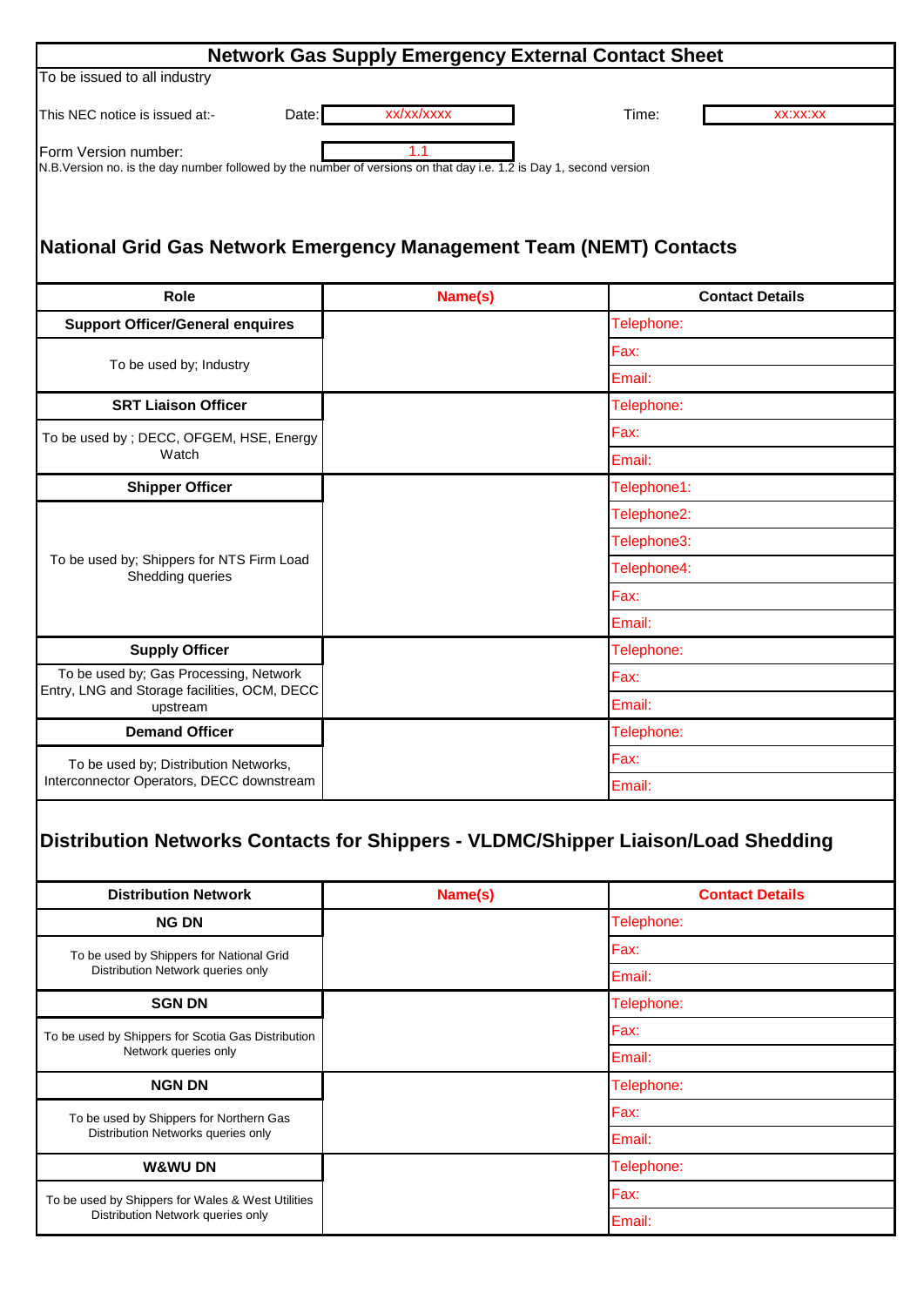# Network Gas Supply Emergency External Contact Sheet

To be issued to all industry

This NEC notice is issued at:- Date: xx/xx/xxxx Time: xx:xx:xx

Form Version number: 1.1

N.B.Version no. is the day number followed by the number of versions on that day i.e. 1.2 is Day 1, second version

## National Grid Gas Network Emergency Management Team (NEMT) Contacts

| Role | Name(s) | Contact Details |
|---|---|---|
| **Support Officer/General enquires** | | Telephone: |
| To be used by; Industry | | Fax: |
| | | Email: |
| **SRT Liaison Officer** | | Telephone: |
| To be used by ; DECC, OFGEM, HSE, Energy Watch | | Fax: |
| | | Email: |
| **Shipper Officer** | | Telephone1: |
| To be used by; Shippers for NTS Firm Load Shedding queries | | Telephone2: |
| | | Telephone3: |
| | | Telephone4: |
| | | Fax: |
| | | Email: |
| **Supply Officer** | | Telephone: |
| To be used by; Gas Processing, Network Entry, LNG and Storage facilities, OCM, DECC upstream | | Fax: |
| | | Email: |
| **Demand Officer** | | Telephone: |
| To be used by; Distribution Networks, Interconnector Operators, DECC downstream | | Fax: |
| | | Email: |

## Distribution Networks Contacts for Shippers - VLDMC/Shipper Liaison/Load Shedding

| Distribution Network | Name(s) | Contact Details |
|---|---|---|
| **NG DN** | | Telephone: |
| To be used by Shippers for National Grid Distribution Network queries only | | Fax: |
| | | Email: |
| **SGN DN** | | Telephone: |
| To be used by Shippers for Scotia Gas Distribution Network queries only | | Fax: |
| | | Email: |
| **NGN DN** | | Telephone: |
| To be used by Shippers for Northern Gas Distribution Networks queries only | | Fax: |
| | | Email: |
| **W&WU DN** | | Telephone: |
| To be used by Shippers for Wales & West Utilities Distribution Network queries only | | Fax: |
| | | Email: |